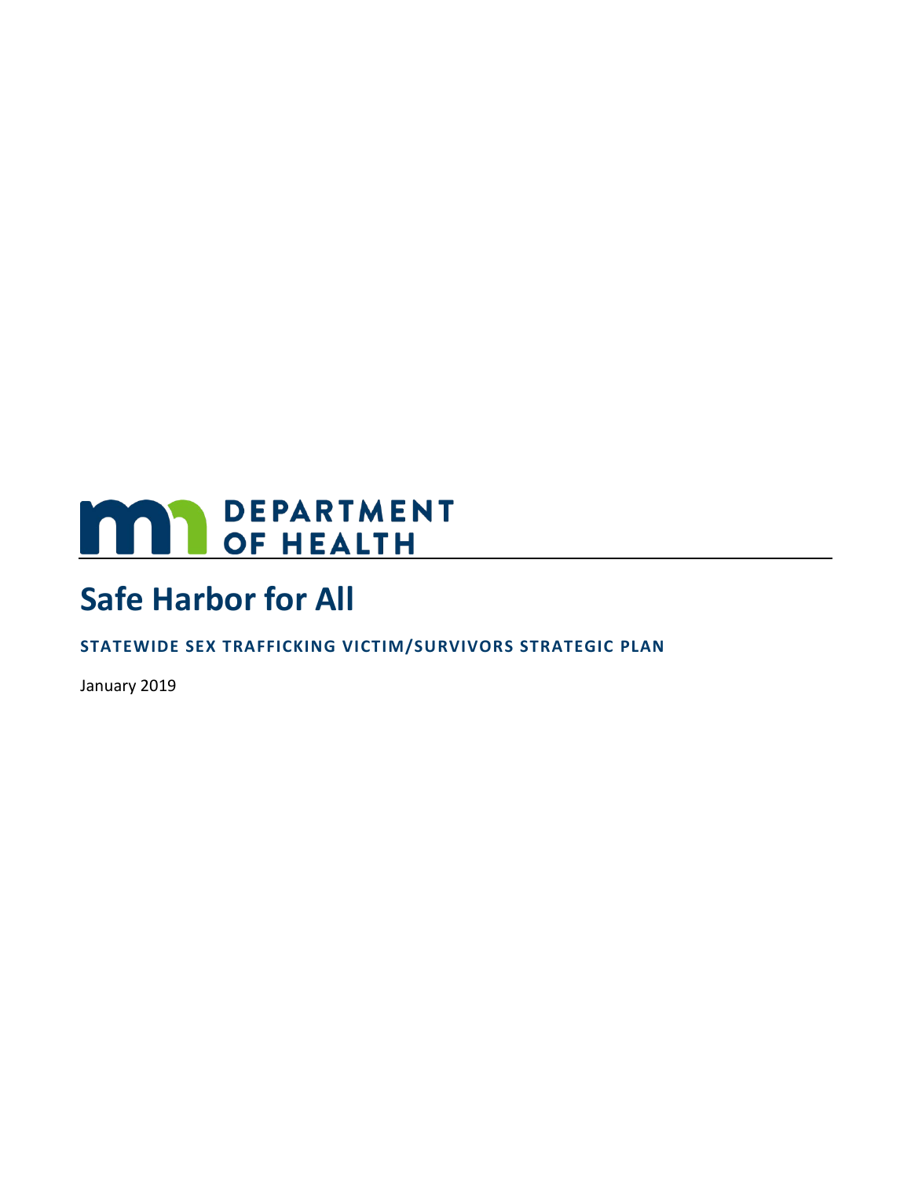DEPARTMENT OF HEALTH

# Safe Harbor for All

### STATEWIDE SEX TRAFFICKING VICTIM/SURVIVORS STRATEGIC PLAN

January 2019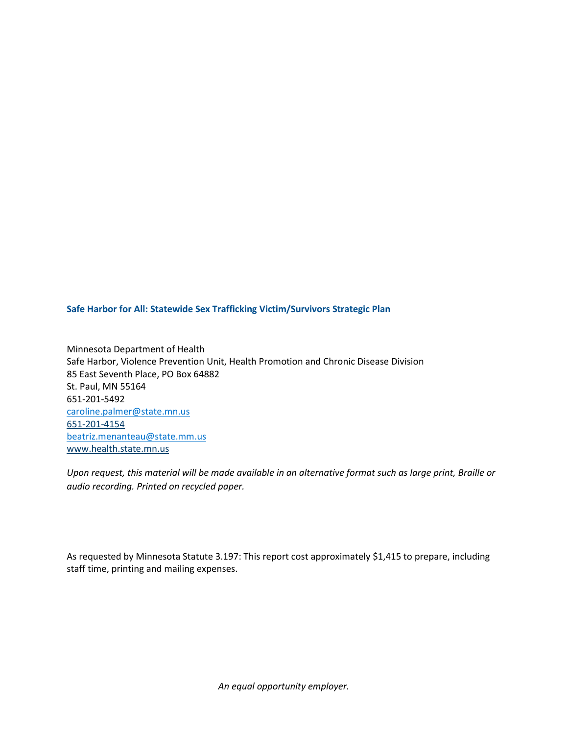**Safe Harbor for All: Statewide Sex Trafficking Victim/Survivors Strategic Plan**

Minnesota Department of Health
Safe Harbor, Violence Prevention Unit, Health Promotion and Chronic Disease Division
85 East Seventh Place, PO Box 64882
St. Paul, MN 55164
651-201-5492
caroline.palmer@state.mn.us
651-201-4154
beatriz.menanteau@state.mm.us
www.health.state.mn.us

*Upon request, this material will be made available in an alternative format such as large print, Braille or audio recording. Printed on recycled paper.*

As requested by Minnesota Statute 3.197: This report cost approximately $1,415 to prepare, including staff time, printing and mailing expenses.

*An equal opportunity employer.*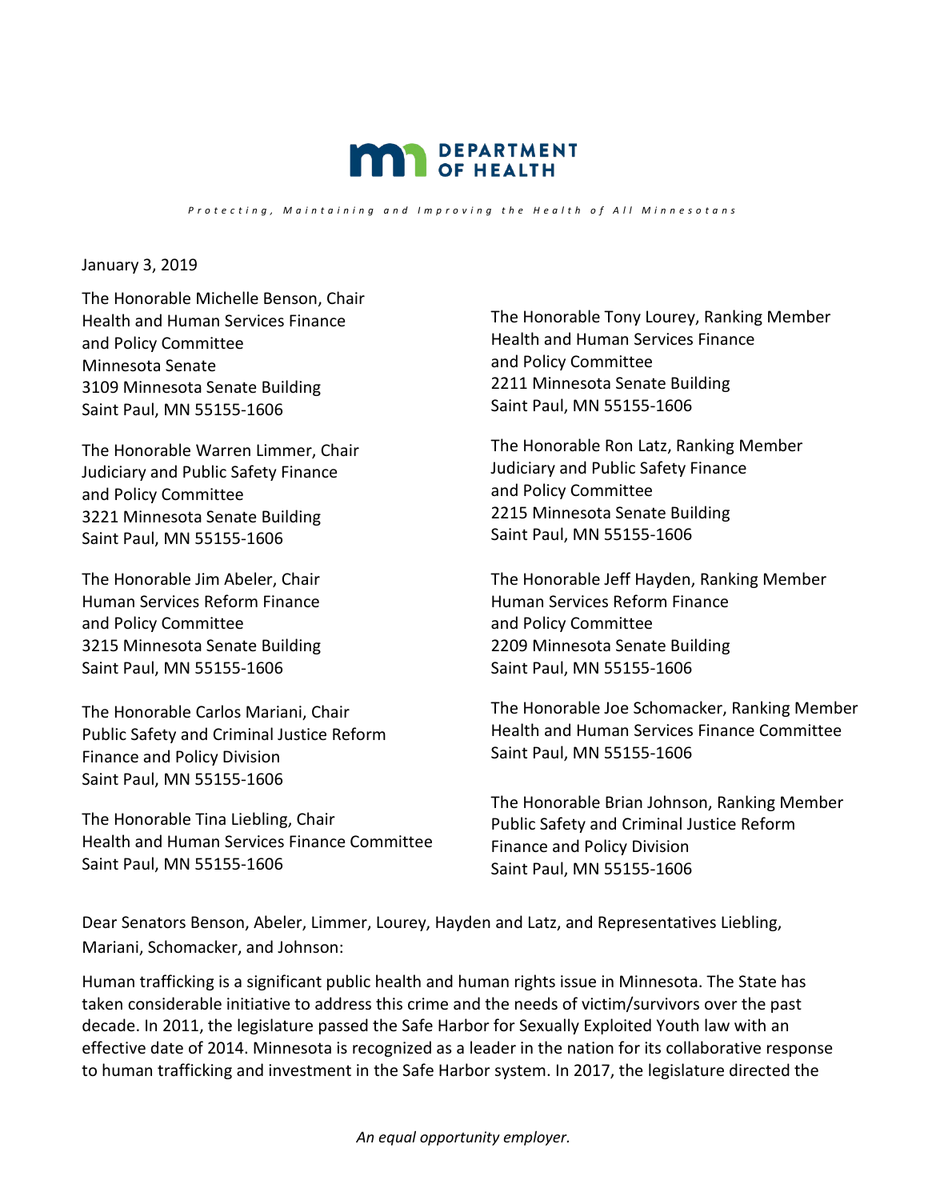**DEPARTMENT OF HEALTH**

*Protecting, Maintaining and Improving the Health of All Minnesotans*

January 3, 2019

The Honorable Michelle Benson, Chair
Health and Human Services Finance and Policy Committee
Minnesota Senate
3109 Minnesota Senate Building
Saint Paul, MN 55155-1606

The Honorable Tony Lourey, Ranking Member
Health and Human Services Finance and Policy Committee
2211 Minnesota Senate Building
Saint Paul, MN 55155-1606

The Honorable Warren Limmer, Chair
Judiciary and Public Safety Finance and Policy Committee
3221 Minnesota Senate Building
Saint Paul, MN 55155-1606

The Honorable Ron Latz, Ranking Member
Judiciary and Public Safety Finance and Policy Committee
2215 Minnesota Senate Building
Saint Paul, MN 55155-1606

The Honorable Jim Abeler, Chair
Human Services Reform Finance and Policy Committee
3215 Minnesota Senate Building
Saint Paul, MN 55155-1606

The Honorable Jeff Hayden, Ranking Member
Human Services Reform Finance and Policy Committee
2209 Minnesota Senate Building
Saint Paul, MN 55155-1606

The Honorable Carlos Mariani, Chair
Public Safety and Criminal Justice Reform Finance and Policy Division
Saint Paul, MN 55155-1606

The Honorable Joe Schomacker, Ranking Member
Health and Human Services Finance Committee
Saint Paul, MN 55155-1606

The Honorable Tina Liebling, Chair
Health and Human Services Finance Committee
Saint Paul, MN 55155-1606

The Honorable Brian Johnson, Ranking Member
Public Safety and Criminal Justice Reform Finance and Policy Division
Saint Paul, MN 55155-1606

Dear Senators Benson, Abeler, Limmer, Lourey, Hayden and Latz, and Representatives Liebling, Mariani, Schomacker, and Johnson:

Human trafficking is a significant public health and human rights issue in Minnesota. The State has taken considerable initiative to address this crime and the needs of victim/survivors over the past decade. In 2011, the legislature passed the Safe Harbor for Sexually Exploited Youth law with an effective date of 2014. Minnesota is recognized as a leader in the nation for its collaborative response to human trafficking and investment in the Safe Harbor system. In 2017, the legislature directed the

*An equal opportunity employer.*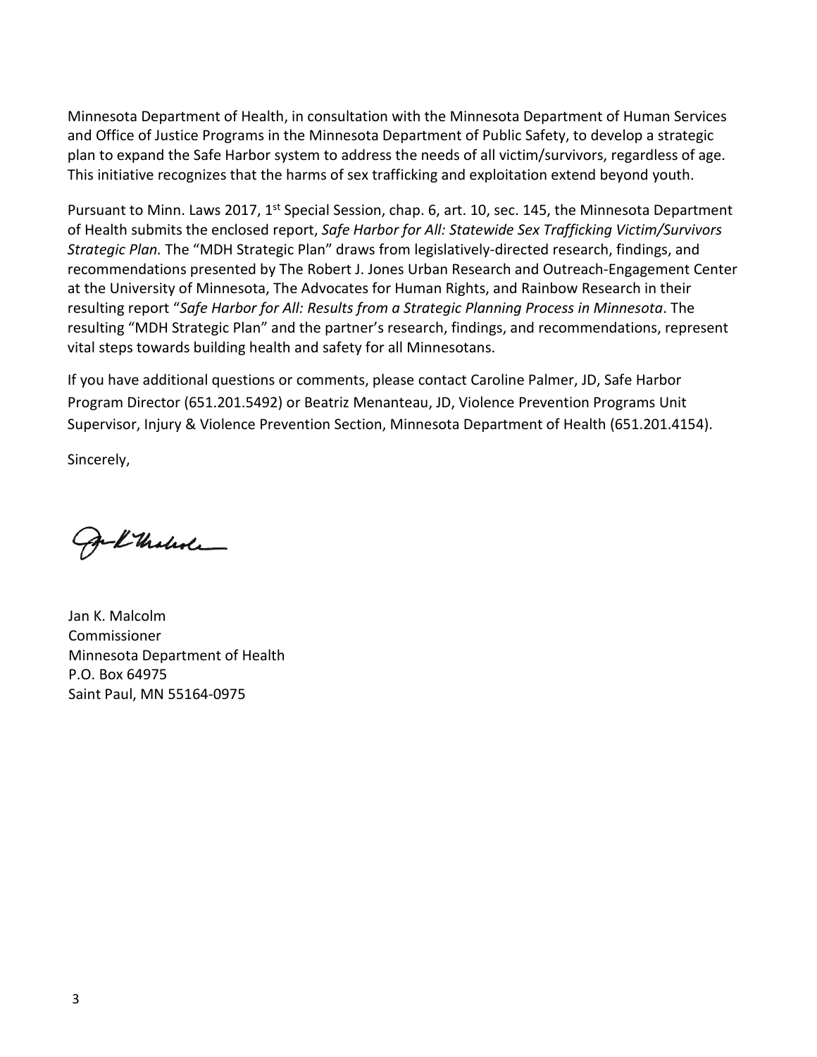Minnesota Department of Health, in consultation with the Minnesota Department of Human Services and Office of Justice Programs in the Minnesota Department of Public Safety, to develop a strategic plan to expand the Safe Harbor system to address the needs of all victim/survivors, regardless of age. This initiative recognizes that the harms of sex trafficking and exploitation extend beyond youth.

Pursuant to Minn. Laws 2017, 1st Special Session, chap. 6, art. 10, sec. 145, the Minnesota Department of Health submits the enclosed report, *Safe Harbor for All: Statewide Sex Trafficking Victim/Survivors Strategic Plan.* The "MDH Strategic Plan" draws from legislatively-directed research, findings, and recommendations presented by The Robert J. Jones Urban Research and Outreach-Engagement Center at the University of Minnesota, The Advocates for Human Rights, and Rainbow Research in their resulting report "*Safe Harbor for All: Results from a Strategic Planning Process in Minnesota*. The resulting "MDH Strategic Plan" and the partner's research, findings, and recommendations, represent vital steps towards building health and safety for all Minnesotans.

If you have additional questions or comments, please contact Caroline Palmer, JD, Safe Harbor Program Director (651.201.5492) or Beatriz Menanteau, JD, Violence Prevention Programs Unit Supervisor, Injury & Violence Prevention Section, Minnesota Department of Health (651.201.4154).

Sincerely,

Jan K. Malcolm
Commissioner
Minnesota Department of Health
P.O. Box 64975
Saint Paul, MN 55164-0975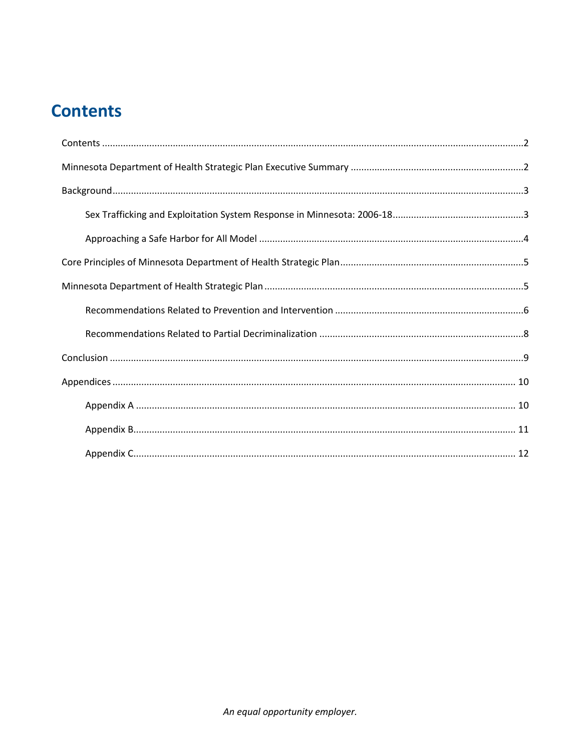# Contents

Contents ........................................................................................................................................2

Minnesota Department of Health Strategic Plan Executive Summary ..................................................................2

Background........................................................................................................................................3

Sex Trafficking and Exploitation System Response in Minnesota: 2006-18..................................................3

Approaching a Safe Harbor for All Model ....................................................................................4

Core Principles of Minnesota Department of Health Strategic Plan......................................................................5

Minnesota Department of Health Strategic Plan ...........................................................................................5

Recommendations Related to Prevention and Intervention ........................................................................6

Recommendations Related to Partial Decriminalization ..............................................................................8

Conclusion ........................................................................................................................................9

Appendices ........................................................................................................................................ 10

Appendix A ................................................................................................................................ 10

Appendix B................................................................................................................................. 11

Appendix C................................................................................................................................. 12

*An equal opportunity employer.*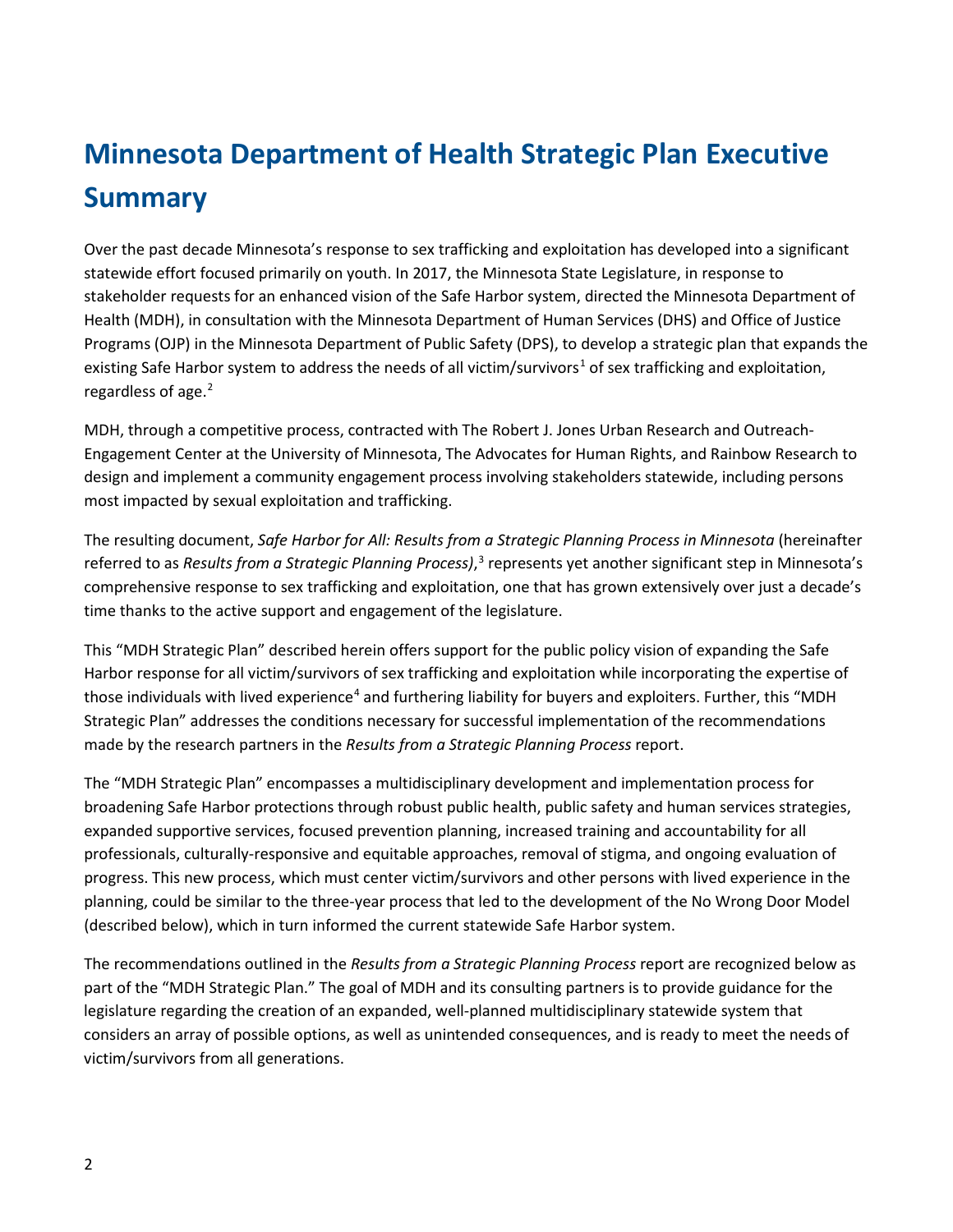# Minnesota Department of Health Strategic Plan Executive Summary

Over the past decade Minnesota's response to sex trafficking and exploitation has developed into a significant statewide effort focused primarily on youth. In 2017, the Minnesota State Legislature, in response to stakeholder requests for an enhanced vision of the Safe Harbor system, directed the Minnesota Department of Health (MDH), in consultation with the Minnesota Department of Human Services (DHS) and Office of Justice Programs (OJP) in the Minnesota Department of Public Safety (DPS), to develop a strategic plan that expands the existing Safe Harbor system to address the needs of all victim/survivors[1] of sex trafficking and exploitation, regardless of age.[2]

MDH, through a competitive process, contracted with The Robert J. Jones Urban Research and Outreach-Engagement Center at the University of Minnesota, The Advocates for Human Rights, and Rainbow Research to design and implement a community engagement process involving stakeholders statewide, including persons most impacted by sexual exploitation and trafficking.

The resulting document, *Safe Harbor for All: Results from a Strategic Planning Process in Minnesota* (hereinafter referred to as *Results from a Strategic Planning Process)*,[3] represents yet another significant step in Minnesota's comprehensive response to sex trafficking and exploitation, one that has grown extensively over just a decade's time thanks to the active support and engagement of the legislature.

This "MDH Strategic Plan" described herein offers support for the public policy vision of expanding the Safe Harbor response for all victim/survivors of sex trafficking and exploitation while incorporating the expertise of those individuals with lived experience[4] and furthering liability for buyers and exploiters. Further, this "MDH Strategic Plan" addresses the conditions necessary for successful implementation of the recommendations made by the research partners in the *Results from a Strategic Planning Process* report.

The "MDH Strategic Plan" encompasses a multidisciplinary development and implementation process for broadening Safe Harbor protections through robust public health, public safety and human services strategies, expanded supportive services, focused prevention planning, increased training and accountability for all professionals, culturally-responsive and equitable approaches, removal of stigma, and ongoing evaluation of progress. This new process, which must center victim/survivors and other persons with lived experience in the planning, could be similar to the three-year process that led to the development of the No Wrong Door Model (described below), which in turn informed the current statewide Safe Harbor system.

The recommendations outlined in the *Results from a Strategic Planning Process* report are recognized below as part of the "MDH Strategic Plan." The goal of MDH and its consulting partners is to provide guidance for the legislature regarding the creation of an expanded, well-planned multidisciplinary statewide system that considers an array of possible options, as well as unintended consequences, and is ready to meet the needs of victim/survivors from all generations.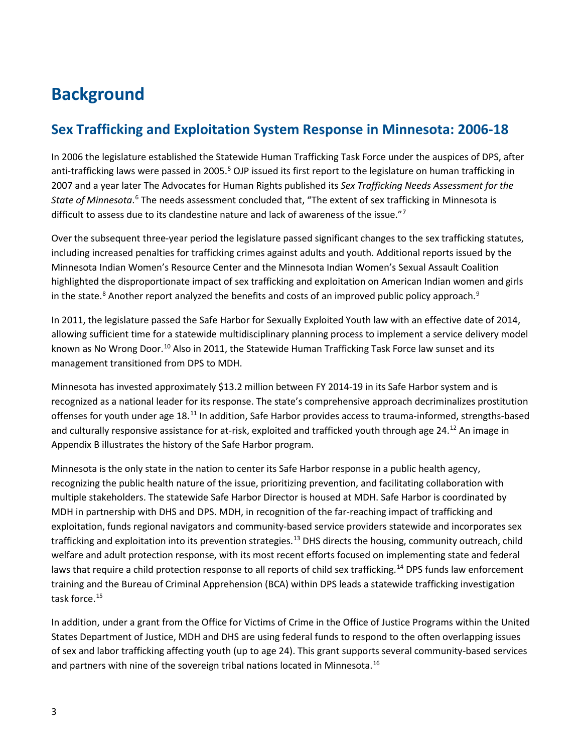# Background

## Sex Trafficking and Exploitation System Response in Minnesota: 2006-18

In 2006 the legislature established the Statewide Human Trafficking Task Force under the auspices of DPS, after anti-trafficking laws were passed in 2005.[5] OJP issued its first report to the legislature on human trafficking in 2007 and a year later The Advocates for Human Rights published its *Sex Trafficking Needs Assessment for the State of Minnesota*.[6] The needs assessment concluded that, "The extent of sex trafficking in Minnesota is difficult to assess due to its clandestine nature and lack of awareness of the issue."[7]

Over the subsequent three-year period the legislature passed significant changes to the sex trafficking statutes, including increased penalties for trafficking crimes against adults and youth. Additional reports issued by the Minnesota Indian Women's Resource Center and the Minnesota Indian Women's Sexual Assault Coalition highlighted the disproportionate impact of sex trafficking and exploitation on American Indian women and girls in the state.[8] Another report analyzed the benefits and costs of an improved public policy approach.[9]

In 2011, the legislature passed the Safe Harbor for Sexually Exploited Youth law with an effective date of 2014, allowing sufficient time for a statewide multidisciplinary planning process to implement a service delivery model known as No Wrong Door.[10] Also in 2011, the Statewide Human Trafficking Task Force law sunset and its management transitioned from DPS to MDH.

Minnesota has invested approximately $13.2 million between FY 2014-19 in its Safe Harbor system and is recognized as a national leader for its response. The state's comprehensive approach decriminalizes prostitution offenses for youth under age 18.[11] In addition, Safe Harbor provides access to trauma-informed, strengths-based and culturally responsive assistance for at-risk, exploited and trafficked youth through age 24.[12] An image in Appendix B illustrates the history of the Safe Harbor program.

Minnesota is the only state in the nation to center its Safe Harbor response in a public health agency, recognizing the public health nature of the issue, prioritizing prevention, and facilitating collaboration with multiple stakeholders. The statewide Safe Harbor Director is housed at MDH. Safe Harbor is coordinated by MDH in partnership with DHS and DPS. MDH, in recognition of the far-reaching impact of trafficking and exploitation, funds regional navigators and community-based service providers statewide and incorporates sex trafficking and exploitation into its prevention strategies.[13] DHS directs the housing, community outreach, child welfare and adult protection response, with its most recent efforts focused on implementing state and federal laws that require a child protection response to all reports of child sex trafficking.[14] DPS funds law enforcement training and the Bureau of Criminal Apprehension (BCA) within DPS leads a statewide trafficking investigation task force.[15]

In addition, under a grant from the Office for Victims of Crime in the Office of Justice Programs within the United States Department of Justice, MDH and DHS are using federal funds to respond to the often overlapping issues of sex and labor trafficking affecting youth (up to age 24). This grant supports several community-based services and partners with nine of the sovereign tribal nations located in Minnesota.[16]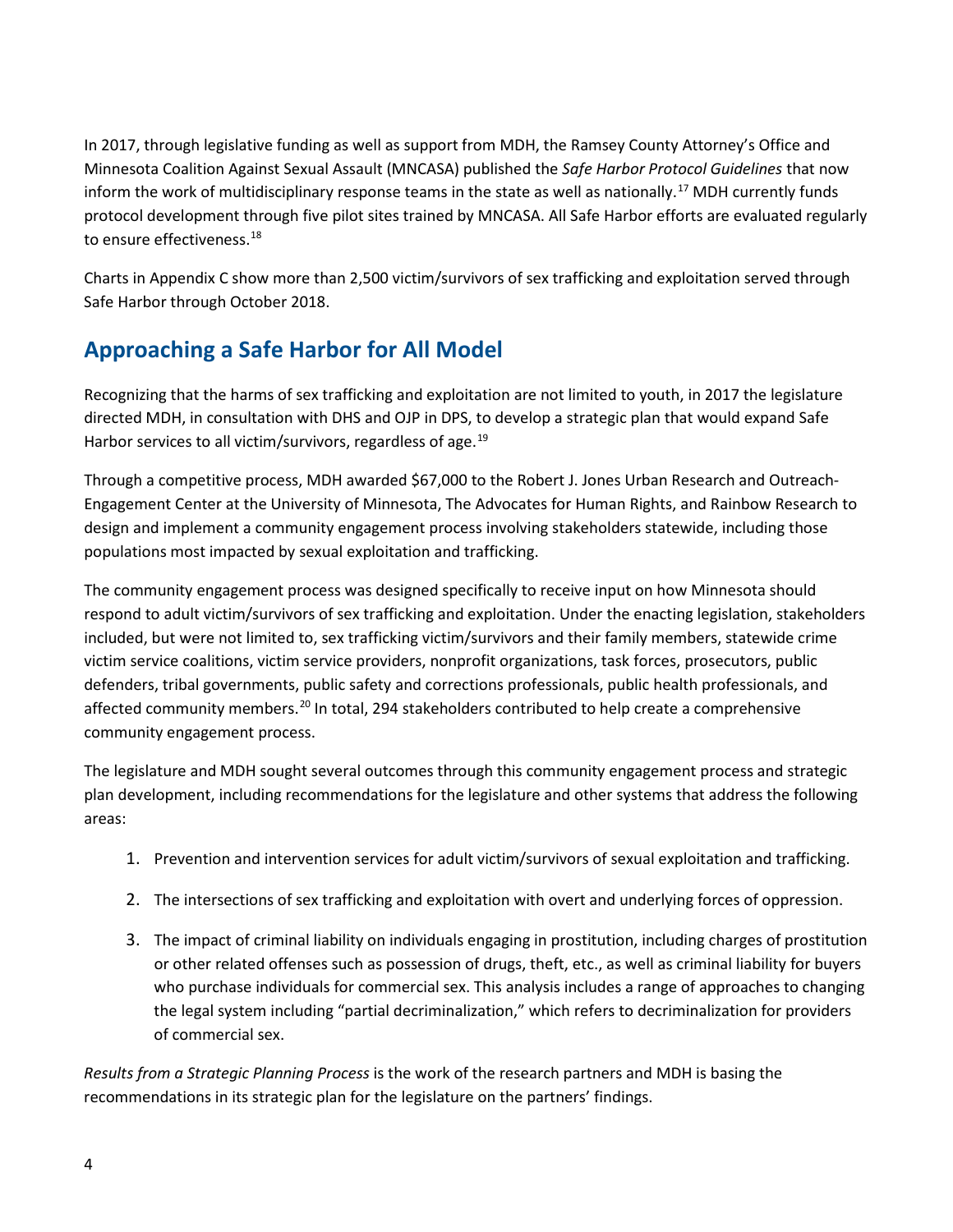In 2017, through legislative funding as well as support from MDH, the Ramsey County Attorney's Office and Minnesota Coalition Against Sexual Assault (MNCASA) published the *Safe Harbor Protocol Guidelines* that now inform the work of multidisciplinary response teams in the state as well as nationally.[17] MDH currently funds protocol development through five pilot sites trained by MNCASA. All Safe Harbor efforts are evaluated regularly to ensure effectiveness.[18]

Charts in Appendix C show more than 2,500 victim/survivors of sex trafficking and exploitation served through Safe Harbor through October 2018.

## Approaching a Safe Harbor for All Model

Recognizing that the harms of sex trafficking and exploitation are not limited to youth, in 2017 the legislature directed MDH, in consultation with DHS and OJP in DPS, to develop a strategic plan that would expand Safe Harbor services to all victim/survivors, regardless of age.[19]

Through a competitive process, MDH awarded $67,000 to the Robert J. Jones Urban Research and Outreach-Engagement Center at the University of Minnesota, The Advocates for Human Rights, and Rainbow Research to design and implement a community engagement process involving stakeholders statewide, including those populations most impacted by sexual exploitation and trafficking.

The community engagement process was designed specifically to receive input on how Minnesota should respond to adult victim/survivors of sex trafficking and exploitation. Under the enacting legislation, stakeholders included, but were not limited to, sex trafficking victim/survivors and their family members, statewide crime victim service coalitions, victim service providers, nonprofit organizations, task forces, prosecutors, public defenders, tribal governments, public safety and corrections professionals, public health professionals, and affected community members.[20] In total, 294 stakeholders contributed to help create a comprehensive community engagement process.

The legislature and MDH sought several outcomes through this community engagement process and strategic plan development, including recommendations for the legislature and other systems that address the following areas:

1. Prevention and intervention services for adult victim/survivors of sexual exploitation and trafficking.
2. The intersections of sex trafficking and exploitation with overt and underlying forces of oppression.
3. The impact of criminal liability on individuals engaging in prostitution, including charges of prostitution or other related offenses such as possession of drugs, theft, etc., as well as criminal liability for buyers who purchase individuals for commercial sex. This analysis includes a range of approaches to changing the legal system including "partial decriminalization," which refers to decriminalization for providers of commercial sex.

*Results from a Strategic Planning Process* is the work of the research partners and MDH is basing the recommendations in its strategic plan for the legislature on the partners' findings.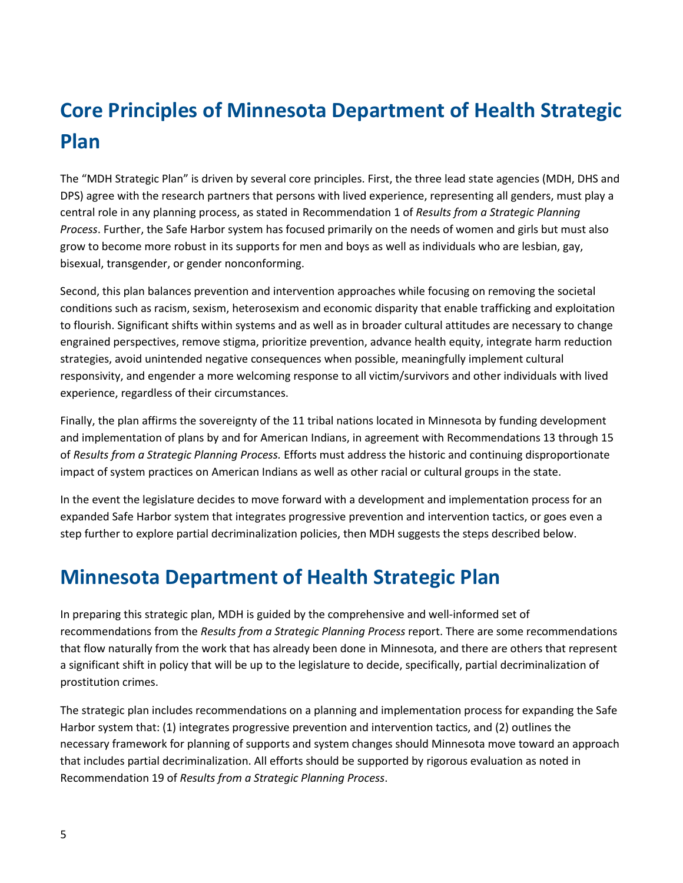# Core Principles of Minnesota Department of Health Strategic Plan

The "MDH Strategic Plan" is driven by several core principles. First, the three lead state agencies (MDH, DHS and DPS) agree with the research partners that persons with lived experience, representing all genders, must play a central role in any planning process, as stated in Recommendation 1 of *Results from a Strategic Planning Process*. Further, the Safe Harbor system has focused primarily on the needs of women and girls but must also grow to become more robust in its supports for men and boys as well as individuals who are lesbian, gay, bisexual, transgender, or gender nonconforming.

Second, this plan balances prevention and intervention approaches while focusing on removing the societal conditions such as racism, sexism, heterosexism and economic disparity that enable trafficking and exploitation to flourish. Significant shifts within systems and as well as in broader cultural attitudes are necessary to change engrained perspectives, remove stigma, prioritize prevention, advance health equity, integrate harm reduction strategies, avoid unintended negative consequences when possible, meaningfully implement cultural responsivity, and engender a more welcoming response to all victim/survivors and other individuals with lived experience, regardless of their circumstances.

Finally, the plan affirms the sovereignty of the 11 tribal nations located in Minnesota by funding development and implementation of plans by and for American Indians, in agreement with Recommendations 13 through 15 of *Results from a Strategic Planning Process.* Efforts must address the historic and continuing disproportionate impact of system practices on American Indians as well as other racial or cultural groups in the state.

In the event the legislature decides to move forward with a development and implementation process for an expanded Safe Harbor system that integrates progressive prevention and intervention tactics, or goes even a step further to explore partial decriminalization policies, then MDH suggests the steps described below.

# Minnesota Department of Health Strategic Plan

In preparing this strategic plan, MDH is guided by the comprehensive and well-informed set of recommendations from the *Results from a Strategic Planning Process* report. There are some recommendations that flow naturally from the work that has already been done in Minnesota, and there are others that represent a significant shift in policy that will be up to the legislature to decide, specifically, partial decriminalization of prostitution crimes.

The strategic plan includes recommendations on a planning and implementation process for expanding the Safe Harbor system that: (1) integrates progressive prevention and intervention tactics, and (2) outlines the necessary framework for planning of supports and system changes should Minnesota move toward an approach that includes partial decriminalization. All efforts should be supported by rigorous evaluation as noted in Recommendation 19 of *Results from a Strategic Planning Process*.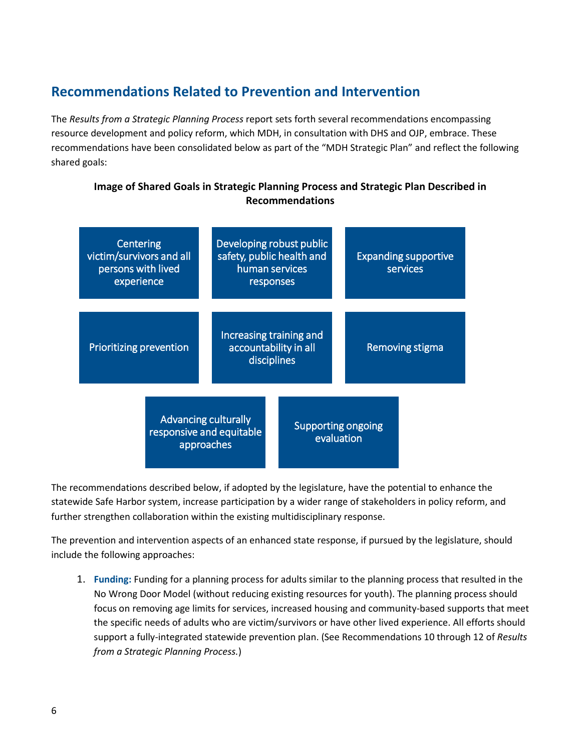## Recommendations Related to Prevention and Intervention

The *Results from a Strategic Planning Process* report sets forth several recommendations encompassing resource development and policy reform, which MDH, in consultation with DHS and OJP, embrace. These recommendations have been consolidated below as part of the "MDH Strategic Plan" and reflect the following shared goals:

**Image of Shared Goals in Strategic Planning Process and Strategic Plan Described in Recommendations**

- Centering victim/survivors and all persons with lived experience
- Developing robust public safety, public health and human services responses
- Expanding supportive services
- Prioritizing prevention
- Increasing training and accountability in all disciplines
- Removing stigma
- Advancing culturally responsive and equitable approaches
- Supporting ongoing evaluation

The recommendations described below, if adopted by the legislature, have the potential to enhance the statewide Safe Harbor system, increase participation by a wider range of stakeholders in policy reform, and further strengthen collaboration within the existing multidisciplinary response.

The prevention and intervention aspects of an enhanced state response, if pursued by the legislature, should include the following approaches:

1. **Funding:** Funding for a planning process for adults similar to the planning process that resulted in the No Wrong Door Model (without reducing existing resources for youth). The planning process should focus on removing age limits for services, increased housing and community-based supports that meet the specific needs of adults who are victim/survivors or have other lived experience. All efforts should support a fully-integrated statewide prevention plan. (See Recommendations 10 through 12 of *Results from a Strategic Planning Process.*)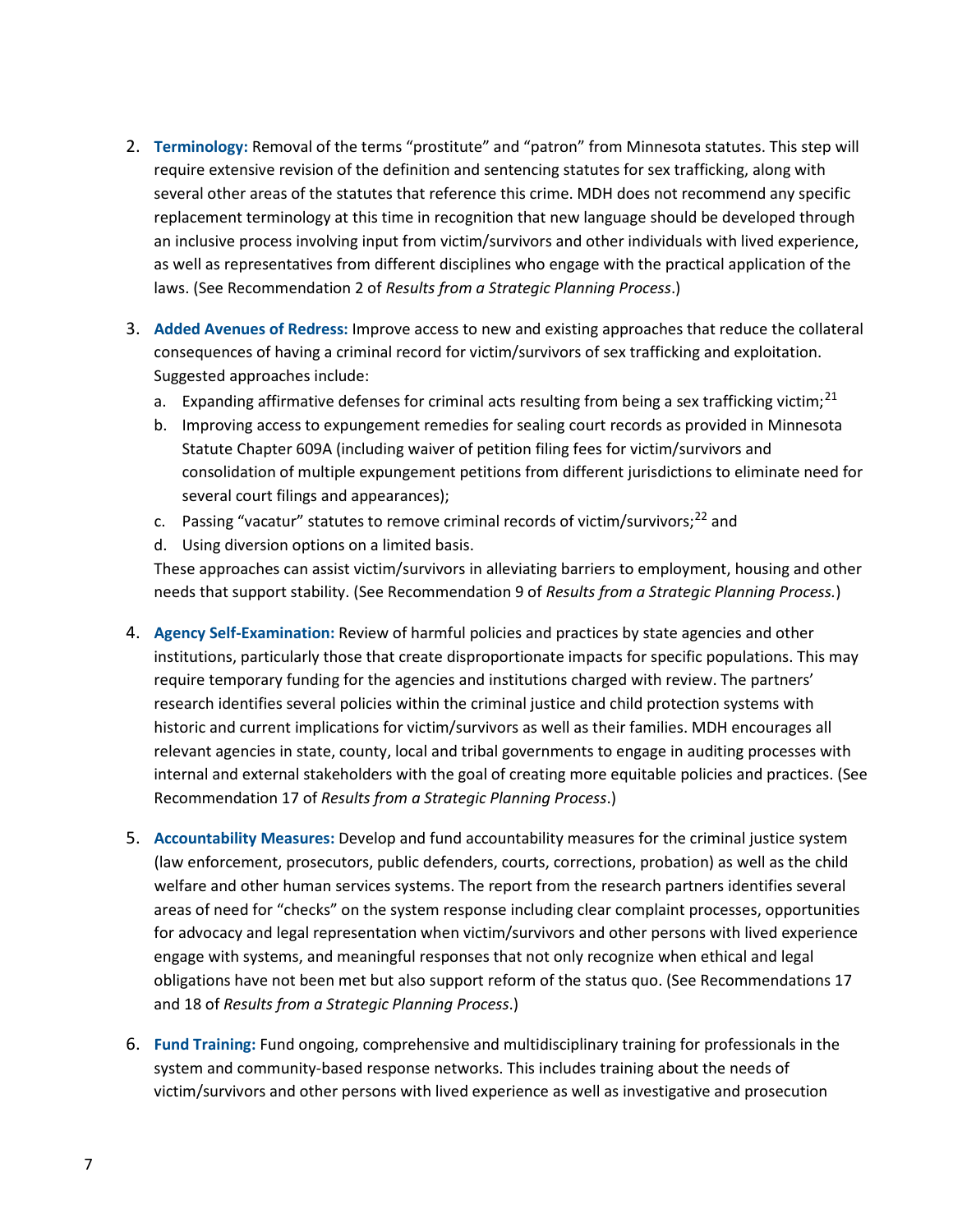2. **Terminology:** Removal of the terms “prostitute” and “patron” from Minnesota statutes. This step will require extensive revision of the definition and sentencing statutes for sex trafficking, along with several other areas of the statutes that reference this crime. MDH does not recommend any specific replacement terminology at this time in recognition that new language should be developed through an inclusive process involving input from victim/survivors and other individuals with lived experience, as well as representatives from different disciplines who engage with the practical application of the laws. (See Recommendation 2 of *Results from a Strategic Planning Process*.)

3. **Added Avenues of Redress:** Improve access to new and existing approaches that reduce the collateral consequences of having a criminal record for victim/survivors of sex trafficking and exploitation. Suggested approaches include:
   a. Expanding affirmative defenses for criminal acts resulting from being a sex trafficking victim;[21]
   b. Improving access to expungement remedies for sealing court records as provided in Minnesota Statute Chapter 609A (including waiver of petition filing fees for victim/survivors and consolidation of multiple expungement petitions from different jurisdictions to eliminate need for several court filings and appearances);
   c. Passing “vacatur” statutes to remove criminal records of victim/survivors;[22] and
   d. Using diversion options on a limited basis.

   These approaches can assist victim/survivors in alleviating barriers to employment, housing and other needs that support stability. (See Recommendation 9 of *Results from a Strategic Planning Process.*)

4. **Agency Self-Examination:** Review of harmful policies and practices by state agencies and other institutions, particularly those that create disproportionate impacts for specific populations. This may require temporary funding for the agencies and institutions charged with review. The partners’ research identifies several policies within the criminal justice and child protection systems with historic and current implications for victim/survivors as well as their families. MDH encourages all relevant agencies in state, county, local and tribal governments to engage in auditing processes with internal and external stakeholders with the goal of creating more equitable policies and practices. (See Recommendation 17 of *Results from a Strategic Planning Process*.)

5. **Accountability Measures:** Develop and fund accountability measures for the criminal justice system (law enforcement, prosecutors, public defenders, courts, corrections, probation) as well as the child welfare and other human services systems. The report from the research partners identifies several areas of need for “checks” on the system response including clear complaint processes, opportunities for advocacy and legal representation when victim/survivors and other persons with lived experience engage with systems, and meaningful responses that not only recognize when ethical and legal obligations have not been met but also support reform of the status quo. (See Recommendations 17 and 18 of *Results from a Strategic Planning Process*.)

6. **Fund Training:** Fund ongoing, comprehensive and multidisciplinary training for professionals in the system and community-based response networks. This includes training about the needs of victim/survivors and other persons with lived experience as well as investigative and prosecution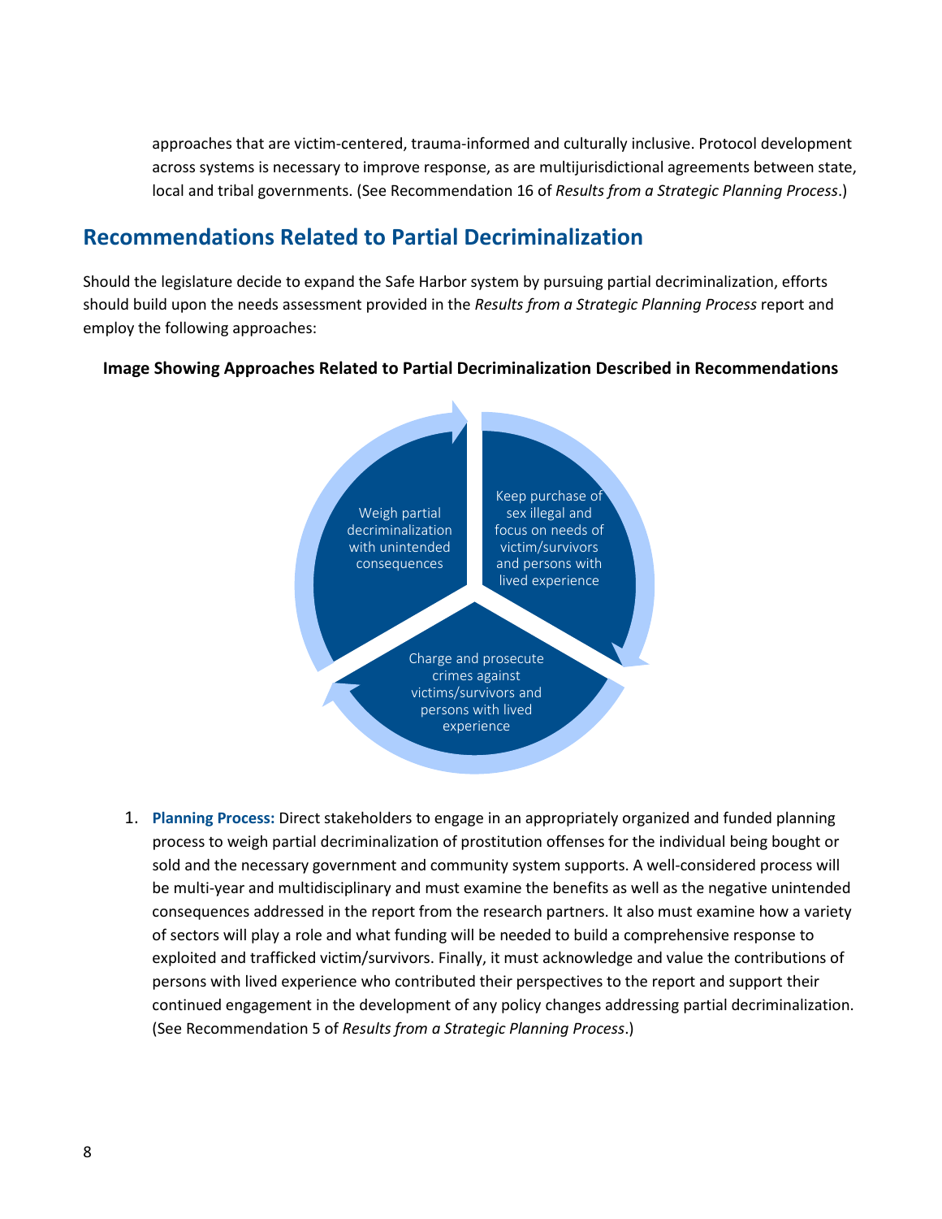approaches that are victim-centered, trauma-informed and culturally inclusive. Protocol development across systems is necessary to improve response, as are multijurisdictional agreements between state, local and tribal governments. (See Recommendation 16 of *Results from a Strategic Planning Process*.)

## Recommendations Related to Partial Decriminalization

Should the legislature decide to expand the Safe Harbor system by pursuing partial decriminalization, efforts should build upon the needs assessment provided in the *Results from a Strategic Planning Process* report and employ the following approaches:

**Image Showing Approaches Related to Partial Decriminalization Described in Recommendations**

- Weigh partial decriminalization with unintended consequences
- Keep purchase of sex illegal and focus on needs of victim/survivors and persons with lived experience
- Charge and prosecute crimes against victims/survivors and persons with lived experience

1. **Planning Process:** Direct stakeholders to engage in an appropriately organized and funded planning process to weigh partial decriminalization of prostitution offenses for the individual being bought or sold and the necessary government and community system supports. A well-considered process will be multi-year and multidisciplinary and must examine the benefits as well as the negative unintended consequences addressed in the report from the research partners. It also must examine how a variety of sectors will play a role and what funding will be needed to build a comprehensive response to exploited and trafficked victim/survivors. Finally, it must acknowledge and value the contributions of persons with lived experience who contributed their perspectives to the report and support their continued engagement in the development of any policy changes addressing partial decriminalization. (See Recommendation 5 of *Results from a Strategic Planning Process*.)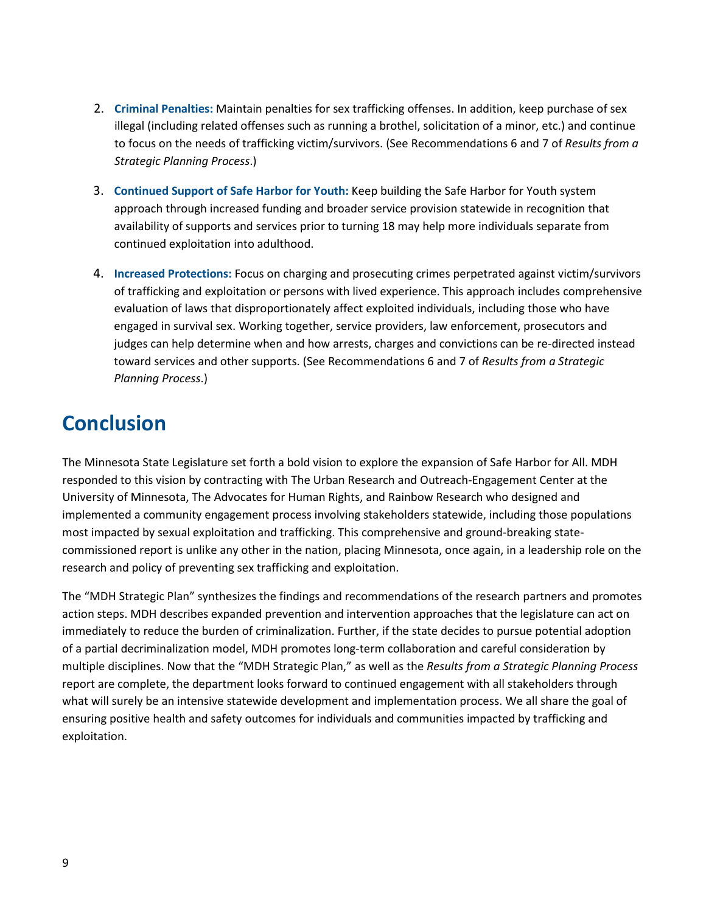2. **Criminal Penalties:** Maintain penalties for sex trafficking offenses. In addition, keep purchase of sex illegal (including related offenses such as running a brothel, solicitation of a minor, etc.) and continue to focus on the needs of trafficking victim/survivors. (See Recommendations 6 and 7 of *Results from a Strategic Planning Process*.)

3. **Continued Support of Safe Harbor for Youth:** Keep building the Safe Harbor for Youth system approach through increased funding and broader service provision statewide in recognition that availability of supports and services prior to turning 18 may help more individuals separate from continued exploitation into adulthood.

4. **Increased Protections:** Focus on charging and prosecuting crimes perpetrated against victim/survivors of trafficking and exploitation or persons with lived experience. This approach includes comprehensive evaluation of laws that disproportionately affect exploited individuals, including those who have engaged in survival sex. Working together, service providers, law enforcement, prosecutors and judges can help determine when and how arrests, charges and convictions can be re-directed instead toward services and other supports. (See Recommendations 6 and 7 of *Results from a Strategic Planning Process*.)

# Conclusion

The Minnesota State Legislature set forth a bold vision to explore the expansion of Safe Harbor for All. MDH responded to this vision by contracting with The Urban Research and Outreach-Engagement Center at the University of Minnesota, The Advocates for Human Rights, and Rainbow Research who designed and implemented a community engagement process involving stakeholders statewide, including those populations most impacted by sexual exploitation and trafficking. This comprehensive and ground-breaking state-commissioned report is unlike any other in the nation, placing Minnesota, once again, in a leadership role on the research and policy of preventing sex trafficking and exploitation.

The "MDH Strategic Plan" synthesizes the findings and recommendations of the research partners and promotes action steps. MDH describes expanded prevention and intervention approaches that the legislature can act on immediately to reduce the burden of criminalization. Further, if the state decides to pursue potential adoption of a partial decriminalization model, MDH promotes long-term collaboration and careful consideration by multiple disciplines. Now that the "MDH Strategic Plan," as well as the *Results from a Strategic Planning Process* report are complete, the department looks forward to continued engagement with all stakeholders through what will surely be an intensive statewide development and implementation process. We all share the goal of ensuring positive health and safety outcomes for individuals and communities impacted by trafficking and exploitation.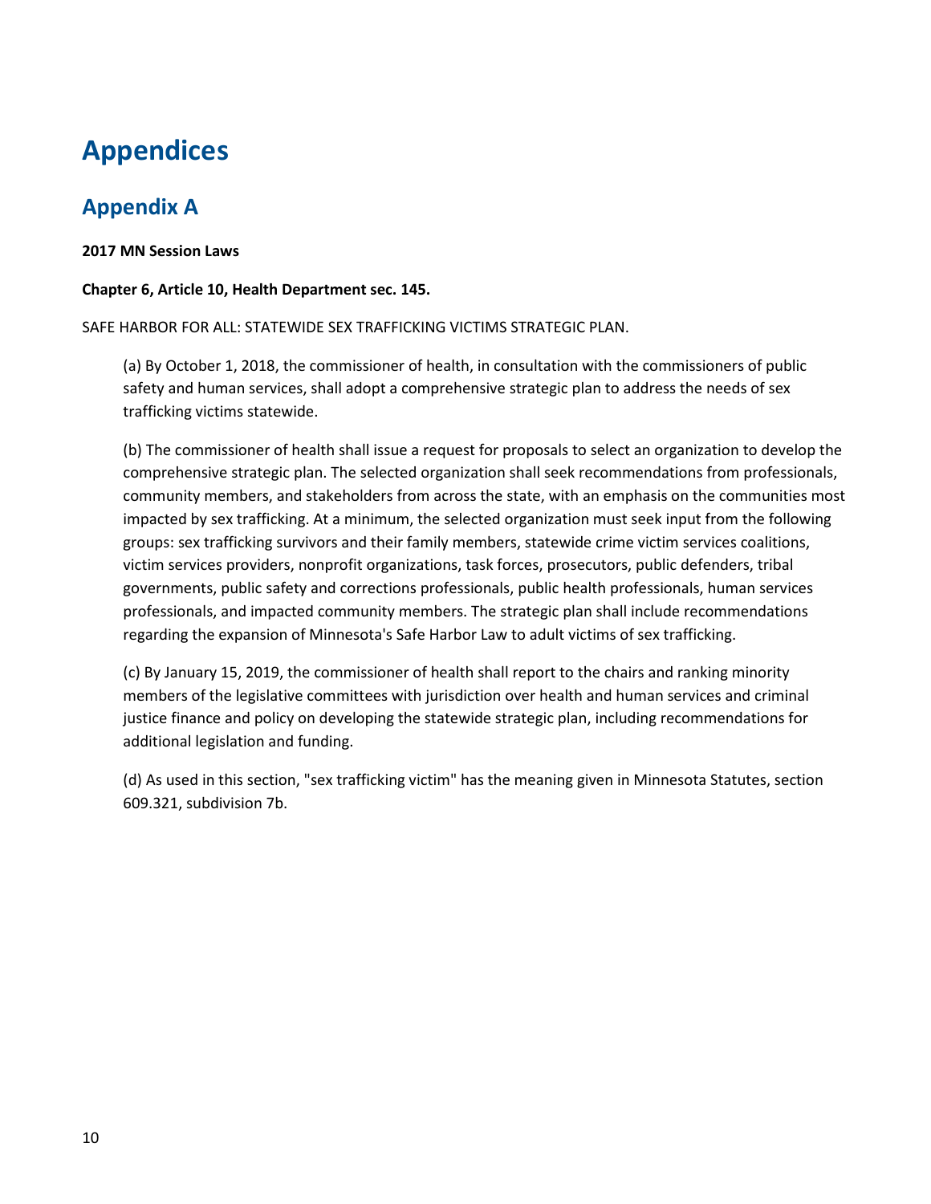# Appendices

## Appendix A

**2017 MN Session Laws**

**Chapter 6, Article 10, Health Department sec. 145.**

SAFE HARBOR FOR ALL: STATEWIDE SEX TRAFFICKING VICTIMS STRATEGIC PLAN.

(a) By October 1, 2018, the commissioner of health, in consultation with the commissioners of public safety and human services, shall adopt a comprehensive strategic plan to address the needs of sex trafficking victims statewide.

(b) The commissioner of health shall issue a request for proposals to select an organization to develop the comprehensive strategic plan. The selected organization shall seek recommendations from professionals, community members, and stakeholders from across the state, with an emphasis on the communities most impacted by sex trafficking. At a minimum, the selected organization must seek input from the following groups: sex trafficking survivors and their family members, statewide crime victim services coalitions, victim services providers, nonprofit organizations, task forces, prosecutors, public defenders, tribal governments, public safety and corrections professionals, public health professionals, human services professionals, and impacted community members. The strategic plan shall include recommendations regarding the expansion of Minnesota's Safe Harbor Law to adult victims of sex trafficking.

(c) By January 15, 2019, the commissioner of health shall report to the chairs and ranking minority members of the legislative committees with jurisdiction over health and human services and criminal justice finance and policy on developing the statewide strategic plan, including recommendations for additional legislation and funding.

(d) As used in this section, "sex trafficking victim" has the meaning given in Minnesota Statutes, section 609.321, subdivision 7b.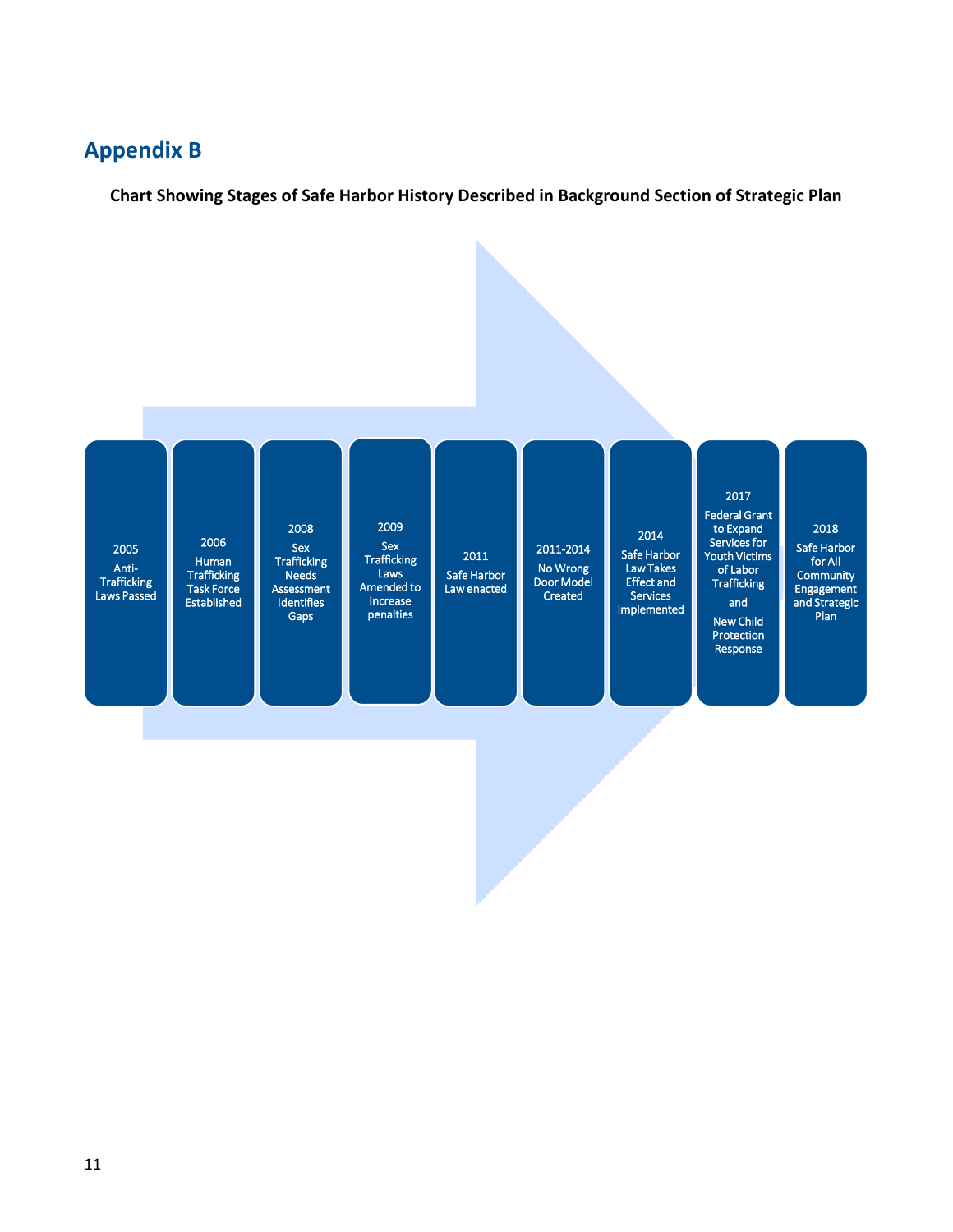## Appendix B

**Chart Showing Stages of Safe Harbor History Described in Background Section of Strategic Plan**

- 2005 Anti-Trafficking Laws Passed
- 2006 Human Trafficking Task Force Established
- 2008 Sex Trafficking Needs Assessment Identifies Gaps
- 2009 Sex Trafficking Laws Amended to Increase penalties
- 2011 Safe Harbor Law enacted
- 2011-2014 No Wrong Door Model Created
- 2014 Safe Harbor Law Takes Effect and Services Implemented
- 2017 Federal Grant to Expand Services for Youth Victims of Labor Trafficking and New Child Protection Response
- 2018 Safe Harbor for All Community Engagement and Strategic Plan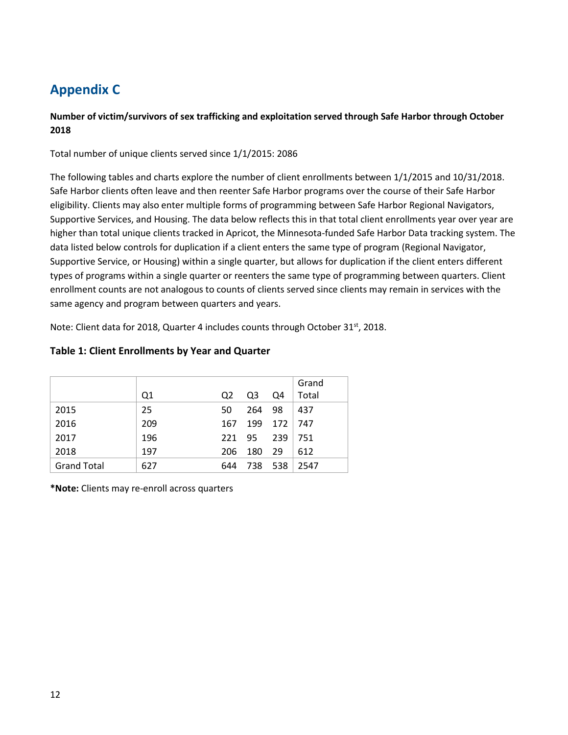## Appendix C

**Number of victim/survivors of sex trafficking and exploitation served through Safe Harbor through October 2018**

Total number of unique clients served since 1/1/2015: 2086

The following tables and charts explore the number of client enrollments between 1/1/2015 and 10/31/2018. Safe Harbor clients often leave and then reenter Safe Harbor programs over the course of their Safe Harbor eligibility. Clients may also enter multiple forms of programming between Safe Harbor Regional Navigators, Supportive Services, and Housing. The data below reflects this in that total client enrollments year over year are higher than total unique clients tracked in Apricot, the Minnesota-funded Safe Harbor Data tracking system. The data listed below controls for duplication if a client enters the same type of program (Regional Navigator, Supportive Service, or Housing) within a single quarter, but allows for duplication if the client enters different types of programs within a single quarter or reenters the same type of programming between quarters. Client enrollment counts are not analogous to counts of clients served since clients may remain in services with the same agency and program between quarters and years.

Note: Client data for 2018, Quarter 4 includes counts through October 31st, 2018.

**Table 1: Client Enrollments by Year and Quarter**

| | Q1 | Q2 | Q3 | Q4 | Grand Total |
|---|---|---|---|---|---|
| 2015 | 25 | 50 | 264 | 98 | 437 |
| 2016 | 209 | 167 | 199 | 172 | 747 |
| 2017 | 196 | 221 | 95 | 239 | 751 |
| 2018 | 197 | 206 | 180 | 29 | 612 |
| Grand Total | 627 | 644 | 738 | 538 | 2547 |

***Note:** Clients may re-enroll across quarters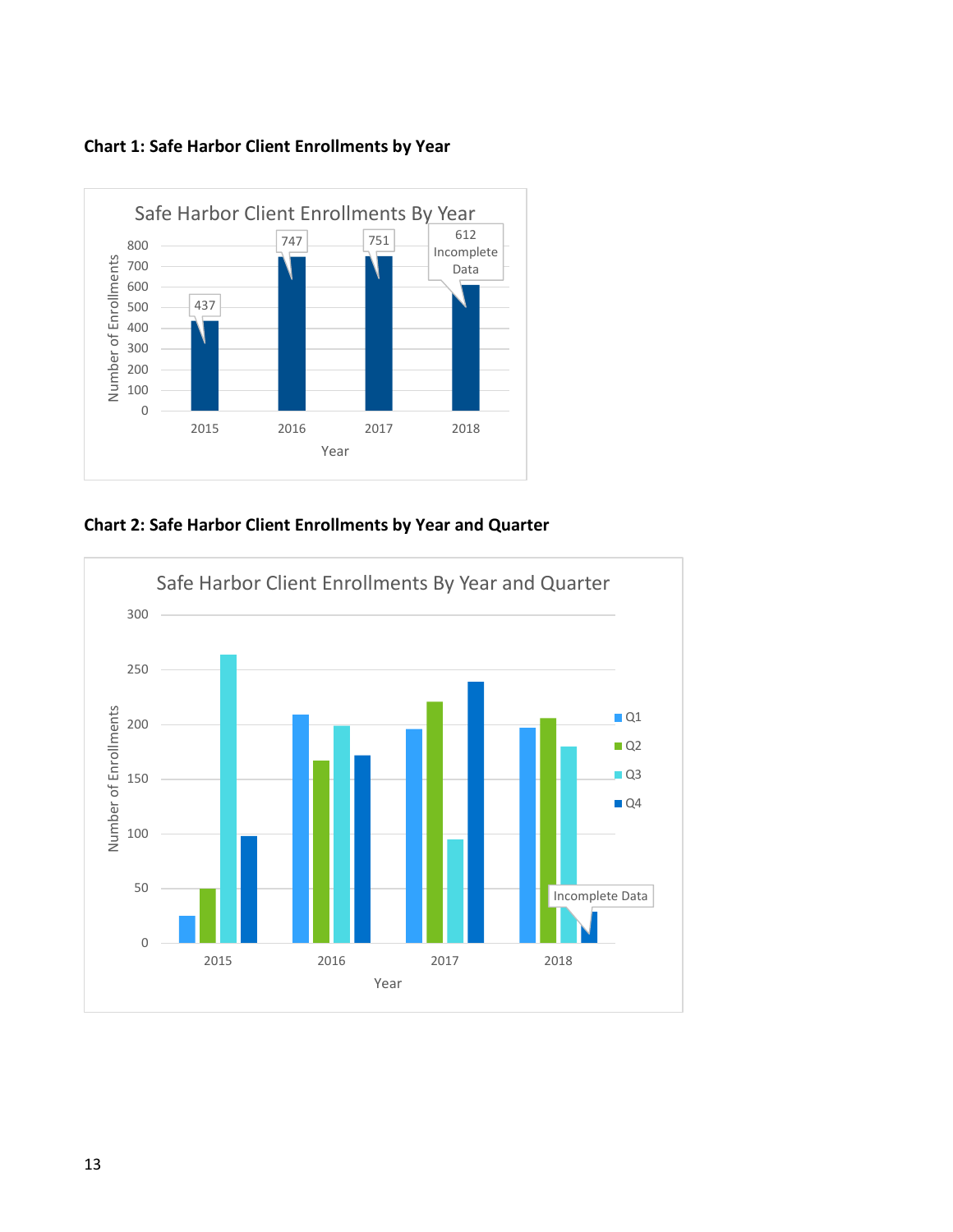**Chart 1: Safe Harbor Client Enrollments by Year**

**Chart 2: Safe Harbor Client Enrollments by Year and Quarter**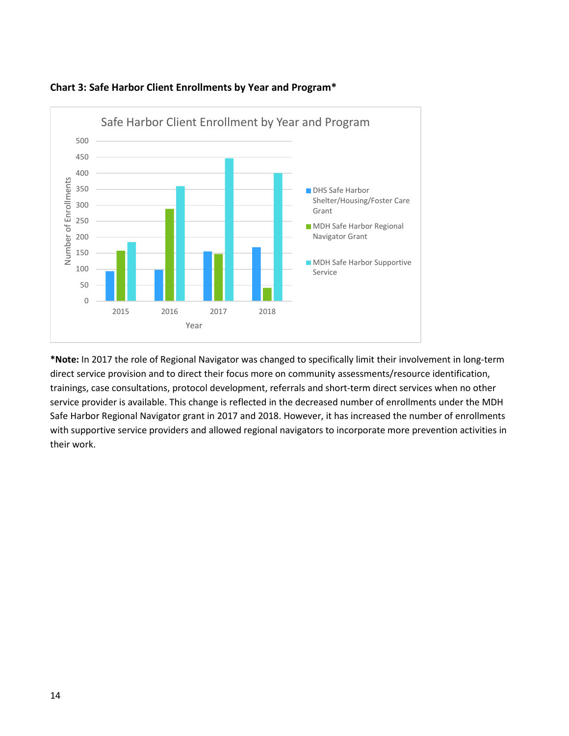**Chart 3: Safe Harbor Client Enrollments by Year and Program***

Safe Harbor Client Enrollment by Year and Program

**\*Note:** In 2017 the role of Regional Navigator was changed to specifically limit their involvement in long-term direct service provision and to direct their focus more on community assessments/resource identification, trainings, case consultations, protocol development, referrals and short-term direct services when no other service provider is available. This change is reflected in the decreased number of enrollments under the MDH Safe Harbor Regional Navigator grant in 2017 and 2018. However, it has increased the number of enrollments with supportive service providers and allowed regional navigators to incorporate more prevention activities in their work.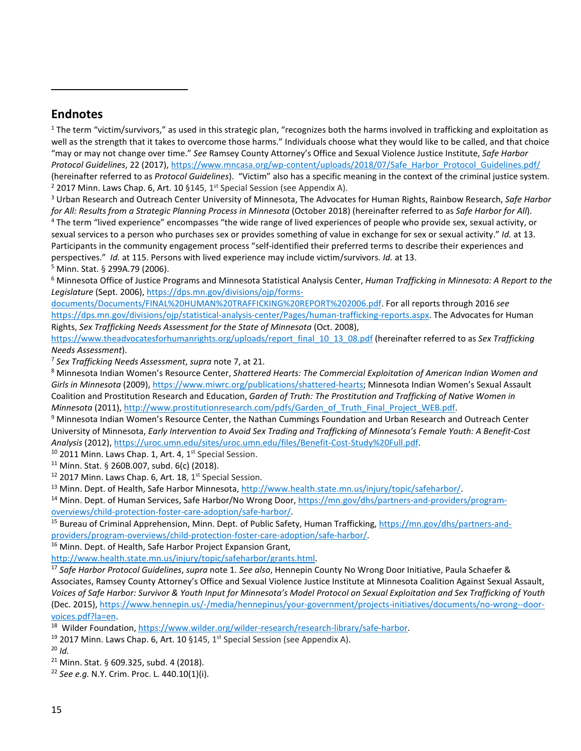## Endnotes

[1] The term "victim/survivors," as used in this strategic plan, "recognizes both the harms involved in trafficking and exploitation as well as the strength that it takes to overcome those harms." Individuals choose what they would like to be called, and that choice "may or may not change over time." *See* Ramsey County Attorney's Office and Sexual Violence Justice Institute, *Safe Harbor Protocol Guidelines*, 22 (2017), https://www.mncasa.org/wp-content/uploads/2018/07/Safe_Harbor_Protocol_Guidelines.pdf/ (hereinafter referred to as *Protocol Guidelines*). "Victim" also has a specific meaning in the context of the criminal justice system.

[2] 2017 Minn. Laws Chap. 6, Art. 10 §145, 1st Special Session (see Appendix A).

[3] Urban Research and Outreach Center University of Minnesota, The Advocates for Human Rights, Rainbow Research, *Safe Harbor for All: Results from a Strategic Planning Process in Minnesota* (October 2018) (hereinafter referred to as *Safe Harbor for All*).

[4] The term "lived experience" encompasses "the wide range of lived experiences of people who provide sex, sexual activity, or sexual services to a person who purchases sex or provides something of value in exchange for sex or sexual activity." *Id.* at 13. Participants in the community engagement process "self-identified their preferred terms to describe their experiences and perspectives." *Id.* at 115. Persons with lived experience may include victim/survivors. *Id.* at 13.

[5] Minn. Stat. § 299A.79 (2006).

[6] Minnesota Office of Justice Programs and Minnesota Statistical Analysis Center, *Human Trafficking in Minnesota: A Report to the Legislature* (Sept. 2006), https://dps.mn.gov/divisions/ojp/forms-documents/Documents/FINAL%20HUMAN%20TRAFFICKING%20REPORT%202006.pdf. For all reports through 2016 *see* https://dps.mn.gov/divisions/ojp/statistical-analysis-center/Pages/human-trafficking-reports.aspx. The Advocates for Human Rights, *Sex Trafficking Needs Assessment for the State of Minnesota* (Oct. 2008), https://www.theadvocatesforhumanrights.org/uploads/report_final_10_13_08.pdf (hereinafter referred to as *Sex Trafficking Needs Assessment*).

[7] *Sex Trafficking Needs Assessment*, *supra* note 7, at 21.

[8] Minnesota Indian Women's Resource Center, *Shattered Hearts: The Commercial Exploitation of American Indian Women and Girls in Minnesota* (2009), https://www.miwrc.org/publications/shattered-hearts; Minnesota Indian Women's Sexual Assault Coalition and Prostitution Research and Education, *Garden of Truth: The Prostitution and Trafficking of Native Women in Minnesota* (2011), http://www.prostitutionresearch.com/pdfs/Garden_of_Truth_Final_Project_WEB.pdf.

[9] Minnesota Indian Women's Resource Center, the Nathan Cummings Foundation and Urban Research and Outreach Center University of Minnesota, *Early Intervention to Avoid Sex Trading and Trafficking of Minnesota's Female Youth: A Benefit-Cost Analysis* (2012), https://uroc.umn.edu/sites/uroc.umn.edu/files/Benefit-Cost-Study%20Full.pdf.

[10] 2011 Minn. Laws Chap. 1, Art. 4, 1st Special Session.

[11] Minn. Stat. § 260B.007, subd. 6(c) (2018).

[12] 2017 Minn. Laws Chap. 6, Art. 18, 1st Special Session.

[13] Minn. Dept. of Health, Safe Harbor Minnesota, http://www.health.state.mn.us/injury/topic/safeharbor/.

[14] Minn. Dept. of Human Services, Safe Harbor/No Wrong Door, https://mn.gov/dhs/partners-and-providers/program-overviews/child-protection-foster-care-adoption/safe-harbor/.

[15] Bureau of Criminal Apprehension, Minn. Dept. of Public Safety, Human Trafficking, https://mn.gov/dhs/partners-and-providers/program-overviews/child-protection-foster-care-adoption/safe-harbor/.

[16] Minn. Dept. of Health, Safe Harbor Project Expansion Grant, http://www.health.state.mn.us/injury/topic/safeharbor/grants.html.

[17] *Safe Harbor Protocol Guidelines*, *supra* note 1. *See also*, Hennepin County No Wrong Door Initiative, Paula Schaefer & Associates, Ramsey County Attorney's Office and Sexual Violence Justice Institute at Minnesota Coalition Against Sexual Assault, *Voices of Safe Harbor: Survivor & Youth Input for Minnesota's Model Protocol on Sexual Exploitation and Sex Trafficking of Youth* (Dec. 2015), https://www.hennepin.us/-/media/hennepinus/your-government/projects-initiatives/documents/no-wrong--door-voices.pdf?la=en.

[18] Wilder Foundation, https://www.wilder.org/wilder-research/research-library/safe-harbor.

[19] 2017 Minn. Laws Chap. 6, Art. 10 §145, 1st Special Session (see Appendix A).

[20] *Id.*

[21] Minn. Stat. § 609.325, subd. 4 (2018).

[22] *See e.g.* N.Y. Crim. Proc. L. 440.10(1)(i).